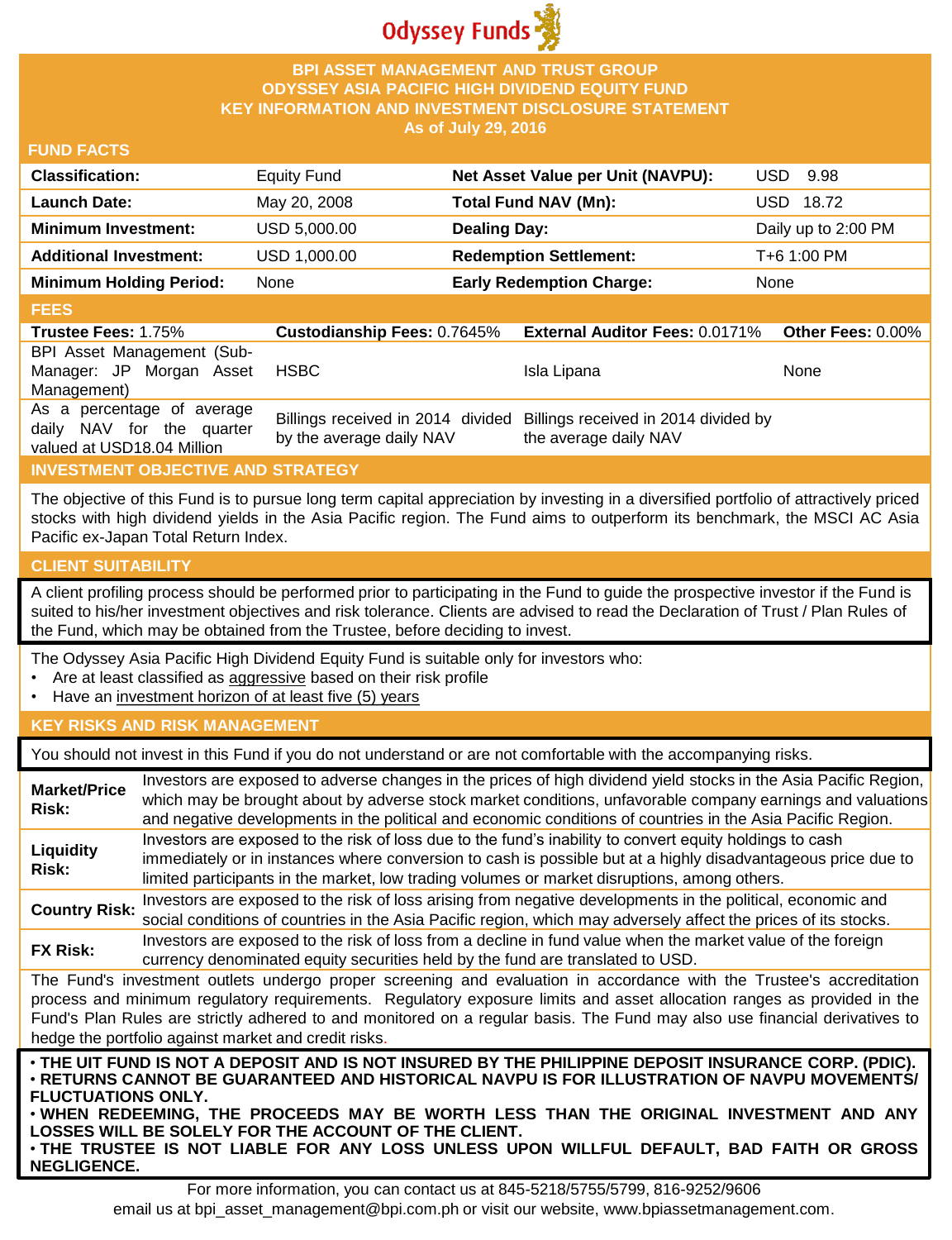Odyssey Funds

# BPI ASSET MANAGEMENT AND TRUST GROUP
# ODYSSEY ASIA PACIFIC HIGH DIVIDEND EQUITY FUND
# KEY INFORMATION AND INVESTMENT DISCLOSURE STATEMENT
**As of July 29, 2016**

## FUND FACTS

| | | | |
|---|---|---|---|
| **Classification:** | Equity Fund | **Net Asset Value per Unit (NAVPU):** | USD 9.98 |
| **Launch Date:** | May 20, 2008 | **Total Fund NAV (Mn):** | USD 18.72 |
| **Minimum Investment:** | USD 5,000.00 | **Dealing Day:** | Daily up to 2:00 PM |
| **Additional Investment:** | USD 1,000.00 | **Redemption Settlement:** | T+6 1:00 PM |
| **Minimum Holding Period:** | None | **Early Redemption Charge:** | None |

## FEES

| **Trustee Fees:** 1.75% | **Custodianship Fees:** 0.7645% | **External Auditor Fees:** 0.0171% | **Other Fees:** 0.00% |
|---|---|---|---|
| BPI Asset Management (Sub-Manager: JP Morgan Asset Management) | HSBC | Isla Lipana | None |
| As a percentage of average daily NAV for the quarter valued at USD18.04 Million | Billings received in 2014 divided by the average daily NAV | Billings received in 2014 divided by the average daily NAV | |

## INVESTMENT OBJECTIVE AND STRATEGY

The objective of this Fund is to pursue long term capital appreciation by investing in a diversified portfolio of attractively priced stocks with high dividend yields in the Asia Pacific region. The Fund aims to outperform its benchmark, the MSCI AC Asia Pacific ex-Japan Total Return Index.

## CLIENT SUITABILITY

A client profiling process should be performed prior to participating in the Fund to guide the prospective investor if the Fund is suited to his/her investment objectives and risk tolerance. Clients are advised to read the Declaration of Trust / Plan Rules of the Fund, which may be obtained from the Trustee, before deciding to invest.

The Odyssey Asia Pacific High Dividend Equity Fund is suitable only for investors who:

- Are at least classified as aggressive based on their risk profile
- Have an investment horizon of at least five (5) years

## KEY RISKS AND RISK MANAGEMENT

You should not invest in this Fund if you do not understand or are not comfortable with the accompanying risks.

| | |
|---|---|
| **Market/Price Risk:** | Investors are exposed to adverse changes in the prices of high dividend yield stocks in the Asia Pacific Region, which may be brought about by adverse stock market conditions, unfavorable company earnings and valuations and negative developments in the political and economic conditions of countries in the Asia Pacific Region. |
| **Liquidity Risk:** | Investors are exposed to the risk of loss due to the fund's inability to convert equity holdings to cash immediately or in instances where conversion to cash is possible but at a highly disadvantageous price due to limited participants in the market, low trading volumes or market disruptions, among others. |
| **Country Risk:** | Investors are exposed to the risk of loss arising from negative developments in the political, economic and social conditions of countries in the Asia Pacific region, which may adversely affect the prices of its stocks. |
| **FX Risk:** | Investors are exposed to the risk of loss from a decline in fund value when the market value of the foreign currency denominated equity securities held by the fund are translated to USD. |

The Fund's investment outlets undergo proper screening and evaluation in accordance with the Trustee's accreditation process and minimum regulatory requirements. Regulatory exposure limits and asset allocation ranges as provided in the Fund's Plan Rules are strictly adhered to and monitored on a regular basis. The Fund may also use financial derivatives to hedge the portfolio against market and credit risks.

- **THE UIT FUND IS NOT A DEPOSIT AND IS NOT INSURED BY THE PHILIPPINE DEPOSIT INSURANCE CORP. (PDIC).**
- **RETURNS CANNOT BE GUARANTEED AND HISTORICAL NAVPU IS FOR ILLUSTRATION OF NAVPU MOVEMENTS/ FLUCTUATIONS ONLY.**
- **WHEN REDEEMING, THE PROCEEDS MAY BE WORTH LESS THAN THE ORIGINAL INVESTMENT AND ANY LOSSES WILL BE SOLELY FOR THE ACCOUNT OF THE CLIENT.**
- **THE TRUSTEE IS NOT LIABLE FOR ANY LOSS UNLESS UPON WILLFUL DEFAULT, BAD FAITH OR GROSS NEGLIGENCE.**

For more information, you can contact us at 845-5218/5755/5799, 816-9252/9606
email us at bpi_asset_management@bpi.com.ph or visit our website, www.bpiassetmanagement.com.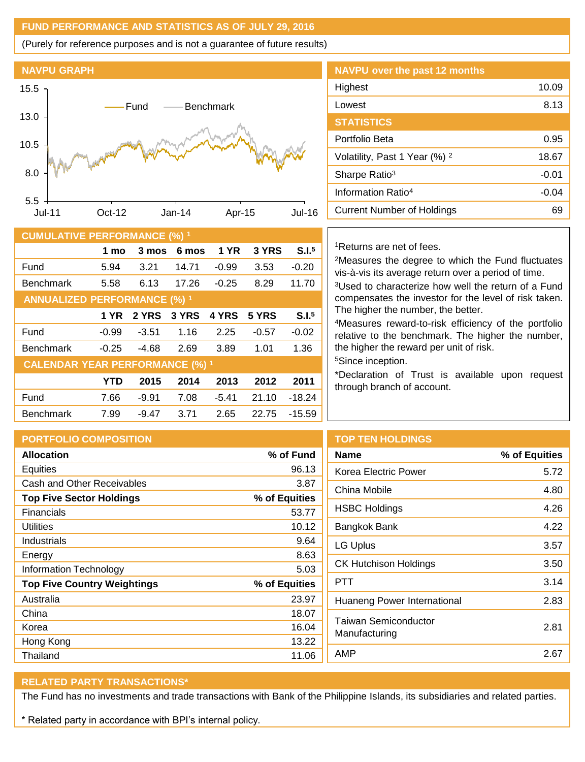## FUND PERFORMANCE AND STATISTICS AS OF JULY 29, 2016

(Purely for reference purposes and is not a guarantee of future results)

### NAVPU GRAPH

### NAVPU over the past 12 months

| | |
|---|---|
| Highest | 10.09 |
| Lowest | 8.13 |

### STATISTICS

| | |
|---|---|
| Portfolio Beta | 0.95 |
| Volatility, Past 1 Year (%) [2] | 18.67 |
| Sharpe Ratio[3] | -0.01 |
| Information Ratio[4] | -0.04 |
| Current Number of Holdings | 69 |

### CUMULATIVE PERFORMANCE (%) [1]

| | 1 mo | 3 mos | 6 mos | 1 YR | 3 YRS | S.I.[5] |
|---|---|---|---|---|---|---|
| Fund | 5.94 | 3.21 | 14.71 | -0.99 | 3.53 | -0.20 |
| Benchmark | 5.58 | 6.13 | 17.26 | -0.25 | 8.29 | 11.70 |

### ANNUALIZED PERFORMANCE (%) [1]

| | 1 YR | 2 YRS | 3 YRS | 4 YRS | 5 YRS | S.I.[5] |
|---|---|---|---|---|---|---|
| Fund | -0.99 | -3.51 | 1.16 | 2.25 | -0.57 | -0.02 |
| Benchmark | -0.25 | -4.68 | 2.69 | 3.89 | 1.01 | 1.36 |

### CALENDAR YEAR PERFORMANCE (%) [1]

| | YTD | 2015 | 2014 | 2013 | 2012 | 2011 |
|---|---|---|---|---|---|---|
| Fund | 7.66 | -9.91 | 7.08 | -5.41 | 21.10 | -18.24 |
| Benchmark | 7.99 | -9.47 | 3.71 | 2.65 | 22.75 | -15.59 |

[1]Returns are net of fees.

[2]Measures the degree to which the Fund fluctuates vis-à-vis its average return over a period of time.

[3]Used to characterize how well the return of a Fund compensates the investor for the level of risk taken. The higher the number, the better.

[4]Measures reward-to-risk efficiency of the portfolio relative to the benchmark. The higher the number, the higher the reward per unit of risk.

[5]Since inception.

*Declaration of Trust is available upon request through branch of account.

### PORTFOLIO COMPOSITION

| **Allocation** | **% of Fund** |
|---|---|
| Equities | 96.13 |
| Cash and Other Receivables | 3.87 |
| **Top Five Sector Holdings** | **% of Equities** |
| Financials | 53.77 |
| Utilities | 10.12 |
| Industrials | 9.64 |
| Energy | 8.63 |
| Information Technology | 5.03 |
| **Top Five Country Weightings** | **% of Equities** |
| Australia | 23.97 |
| China | 18.07 |
| Korea | 16.04 |
| Hong Kong | 13.22 |
| Thailand | 11.06 |

### TOP TEN HOLDINGS

| Name | % of Equities |
|---|---|
| Korea Electric Power | 5.72 |
| China Mobile | 4.80 |
| HSBC Holdings | 4.26 |
| Bangkok Bank | 4.22 |
| LG Uplus | 3.57 |
| CK Hutchison Holdings | 3.50 |
| PTT | 3.14 |
| Huaneng Power International | 2.83 |
| Taiwan Semiconductor Manufacturing | 2.81 |
| AMP | 2.67 |

### RELATED PARTY TRANSACTIONS*

The Fund has no investments and trade transactions with Bank of the Philippine Islands, its subsidiaries and related parties.

* Related party in accordance with BPI's internal policy.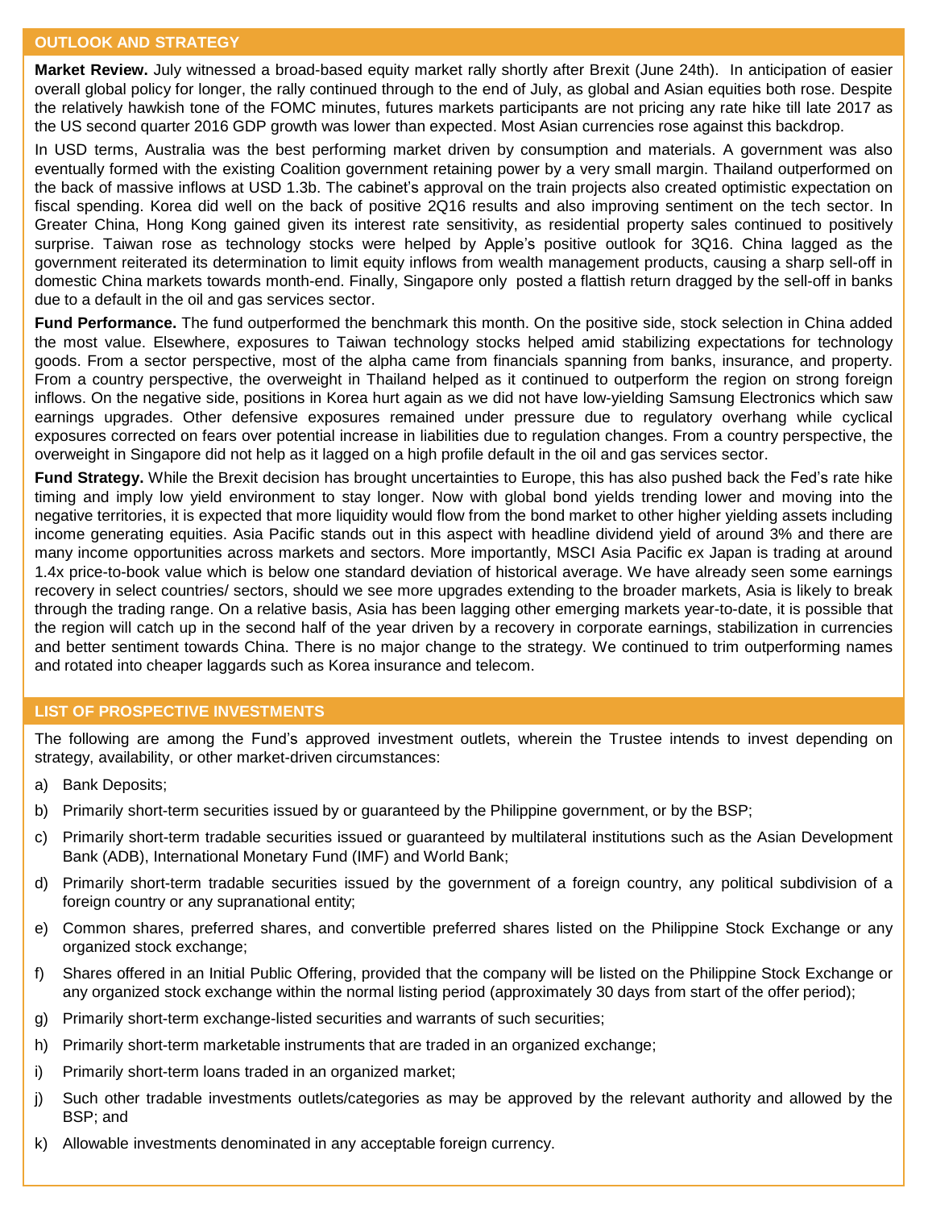## OUTLOOK AND STRATEGY

**Market Review.** July witnessed a broad-based equity market rally shortly after Brexit (June 24th). In anticipation of easier overall global policy for longer, the rally continued through to the end of July, as global and Asian equities both rose. Despite the relatively hawkish tone of the FOMC minutes, futures markets participants are not pricing any rate hike till late 2017 as the US second quarter 2016 GDP growth was lower than expected. Most Asian currencies rose against this backdrop.

In USD terms, Australia was the best performing market driven by consumption and materials. A government was also eventually formed with the existing Coalition government retaining power by a very small margin. Thailand outperformed on the back of massive inflows at USD 1.3b. The cabinet's approval on the train projects also created optimistic expectation on fiscal spending. Korea did well on the back of positive 2Q16 results and also improving sentiment on the tech sector. In Greater China, Hong Kong gained given its interest rate sensitivity, as residential property sales continued to positively surprise. Taiwan rose as technology stocks were helped by Apple's positive outlook for 3Q16. China lagged as the government reiterated its determination to limit equity inflows from wealth management products, causing a sharp sell-off in domestic China markets towards month-end. Finally, Singapore only posted a flattish return dragged by the sell-off in banks due to a default in the oil and gas services sector.

**Fund Performance.** The fund outperformed the benchmark this month. On the positive side, stock selection in China added the most value. Elsewhere, exposures to Taiwan technology stocks helped amid stabilizing expectations for technology goods. From a sector perspective, most of the alpha came from financials spanning from banks, insurance, and property. From a country perspective, the overweight in Thailand helped as it continued to outperform the region on strong foreign inflows. On the negative side, positions in Korea hurt again as we did not have low-yielding Samsung Electronics which saw earnings upgrades. Other defensive exposures remained under pressure due to regulatory overhang while cyclical exposures corrected on fears over potential increase in liabilities due to regulation changes. From a country perspective, the overweight in Singapore did not help as it lagged on a high profile default in the oil and gas services sector.

**Fund Strategy.** While the Brexit decision has brought uncertainties to Europe, this has also pushed back the Fed's rate hike timing and imply low yield environment to stay longer. Now with global bond yields trending lower and moving into the negative territories, it is expected that more liquidity would flow from the bond market to other higher yielding assets including income generating equities. Asia Pacific stands out in this aspect with headline dividend yield of around 3% and there are many income opportunities across markets and sectors. More importantly, MSCI Asia Pacific ex Japan is trading at around 1.4x price-to-book value which is below one standard deviation of historical average. We have already seen some earnings recovery in select countries/ sectors, should we see more upgrades extending to the broader markets, Asia is likely to break through the trading range. On a relative basis, Asia has been lagging other emerging markets year-to-date, it is possible that the region will catch up in the second half of the year driven by a recovery in corporate earnings, stabilization in currencies and better sentiment towards China. There is no major change to the strategy. We continued to trim outperforming names and rotated into cheaper laggards such as Korea insurance and telecom.

## LIST OF PROSPECTIVE INVESTMENTS

The following are among the Fund's approved investment outlets, wherein the Trustee intends to invest depending on strategy, availability, or other market-driven circumstances:

a) Bank Deposits;

b) Primarily short-term securities issued by or guaranteed by the Philippine government, or by the BSP;

c) Primarily short-term tradable securities issued or guaranteed by multilateral institutions such as the Asian Development Bank (ADB), International Monetary Fund (IMF) and World Bank;

d) Primarily short-term tradable securities issued by the government of a foreign country, any political subdivision of a foreign country or any supranational entity;

e) Common shares, preferred shares, and convertible preferred shares listed on the Philippine Stock Exchange or any organized stock exchange;

f) Shares offered in an Initial Public Offering, provided that the company will be listed on the Philippine Stock Exchange or any organized stock exchange within the normal listing period (approximately 30 days from start of the offer period);

g) Primarily short-term exchange-listed securities and warrants of such securities;

h) Primarily short-term marketable instruments that are traded in an organized exchange;

i) Primarily short-term loans traded in an organized market;

j) Such other tradable investments outlets/categories as may be approved by the relevant authority and allowed by the BSP; and

k) Allowable investments denominated in any acceptable foreign currency.